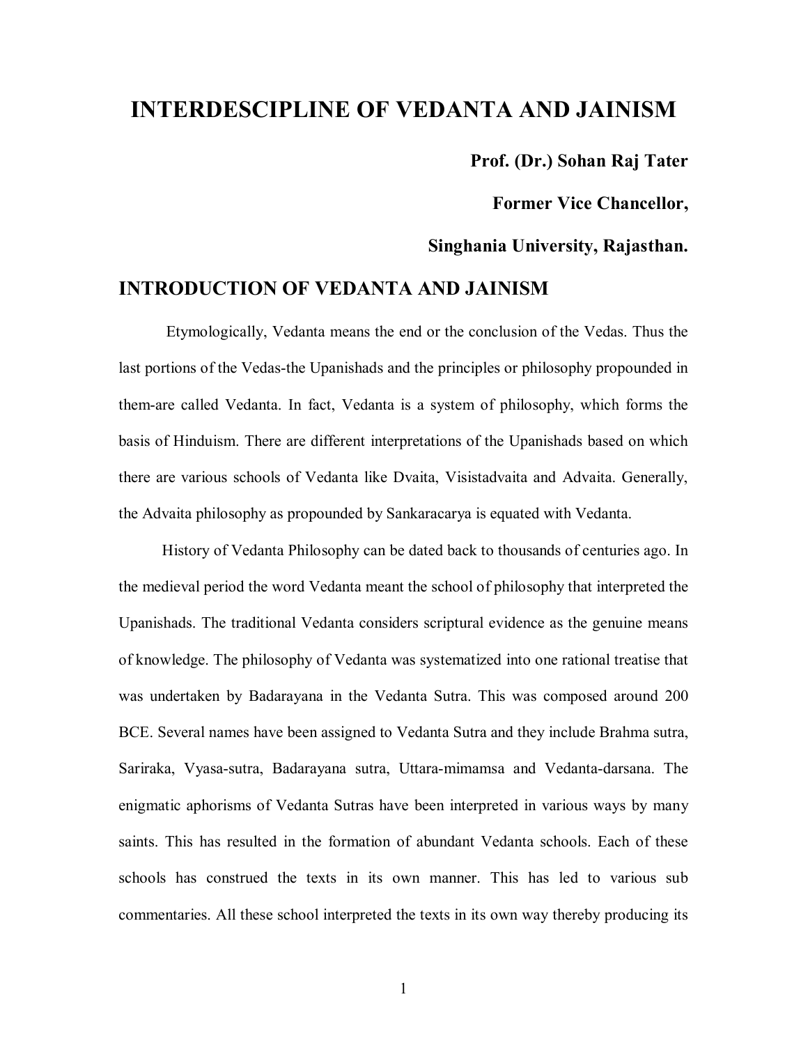# INTERDESCIPLINE OF VEDANTA AND JAINISM

**Prof. (Dr.) Sohan Raj Tater**

**Former Vice Chancellor,**

**Singhania University, Rajasthan.**

## INTRODUCTION OF VEDANTA AND JAINISM

Etymologically, Vedanta means the end or the conclusion of the Vedas. Thus the last portions of the Vedas-the Upanishads and the principles or philosophy propounded in them-are called Vedanta. In fact, Vedanta is a system of philosophy, which forms the basis of Hinduism. There are different interpretations of the Upanishads based on which there are various schools of Vedanta like Dvaita, Visistadvaita and Advaita. Generally, the Advaita philosophy as propounded by Sankaracarya is equated with Vedanta.

History of Vedanta Philosophy can be dated back to thousands of centuries ago. In the medieval period the word Vedanta meant the school of philosophy that interpreted the Upanishads. The traditional Vedanta considers scriptural evidence as the genuine means of knowledge. The philosophy of Vedanta was systematized into one rational treatise that was undertaken by Badarayana in the Vedanta Sutra. This was composed around 200 BCE. Several names have been assigned to Vedanta Sutra and they include Brahma sutra, Sariraka, Vyasa-sutra, Badarayana sutra, Uttara-mimamsa and Vedanta-darsana. The enigmatic aphorisms of Vedanta Sutras have been interpreted in various ways by many saints. This has resulted in the formation of abundant Vedanta schools. Each of these schools has construed the texts in its own manner. This has led to various sub commentaries. All these school interpreted the texts in its own way thereby producing its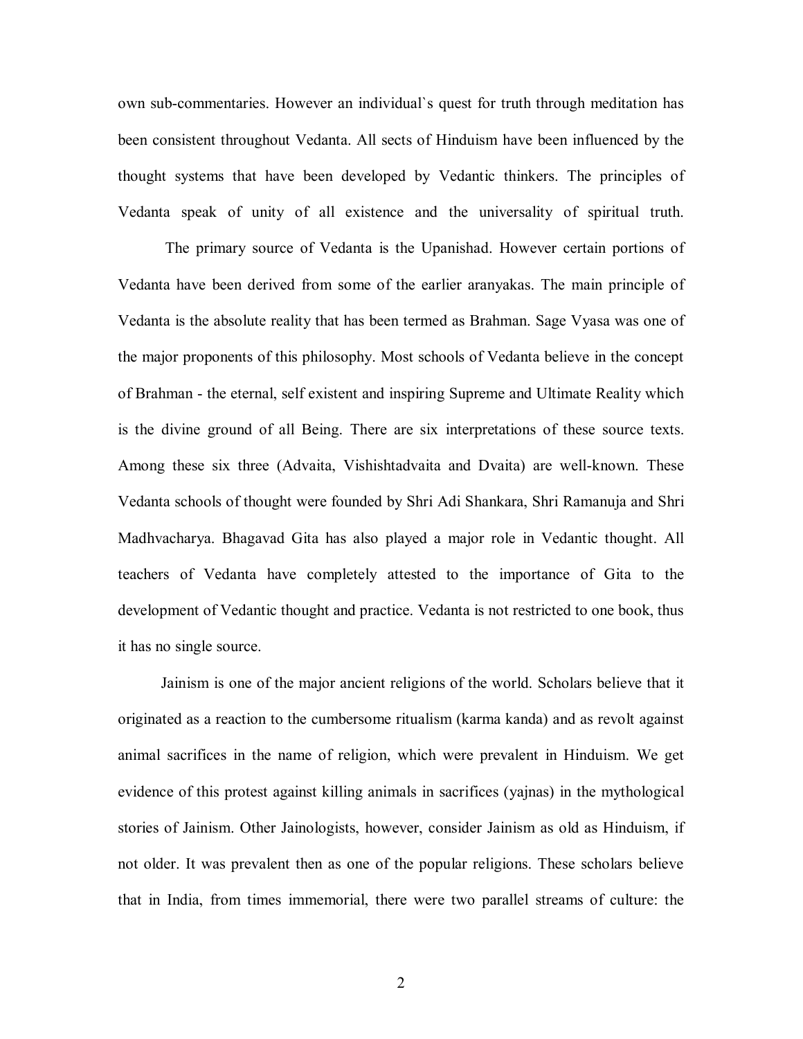own sub-commentaries. However an individual`s quest for truth through meditation has been consistent throughout Vedanta. All sects of Hinduism have been influenced by the thought systems that have been developed by Vedantic thinkers. The principles of Vedanta speak of unity of all existence and the universality of spiritual truth.

The primary source of Vedanta is the Upanishad. However certain portions of Vedanta have been derived from some of the earlier aranyakas. The main principle of Vedanta is the absolute reality that has been termed as Brahman. Sage Vyasa was one of the major proponents of this philosophy. Most schools of Vedanta believe in the concept of Brahman - the eternal, self existent and inspiring Supreme and Ultimate Reality which is the divine ground of all Being. There are six interpretations of these source texts. Among these six three (Advaita, Vishishtadvaita and Dvaita) are well-known. These Vedanta schools of thought were founded by Shri Adi Shankara, Shri Ramanuja and Shri Madhvacharya. Bhagavad Gita has also played a major role in Vedantic thought. All teachers of Vedanta have completely attested to the importance of Gita to the development of Vedantic thought and practice. Vedanta is not restricted to one book, thus it has no single source.

Jainism is one of the major ancient religions of the world. Scholars believe that it originated as a reaction to the cumbersome ritualism (karma kanda) and as revolt against animal sacrifices in the name of religion, which were prevalent in Hinduism. We get evidence of this protest against killing animals in sacrifices (yajnas) in the mythological stories of Jainism. Other Jainologists, however, consider Jainism as old as Hinduism, if not older. It was prevalent then as one of the popular religions. These scholars believe that in India, from times immemorial, there were two parallel streams of culture: the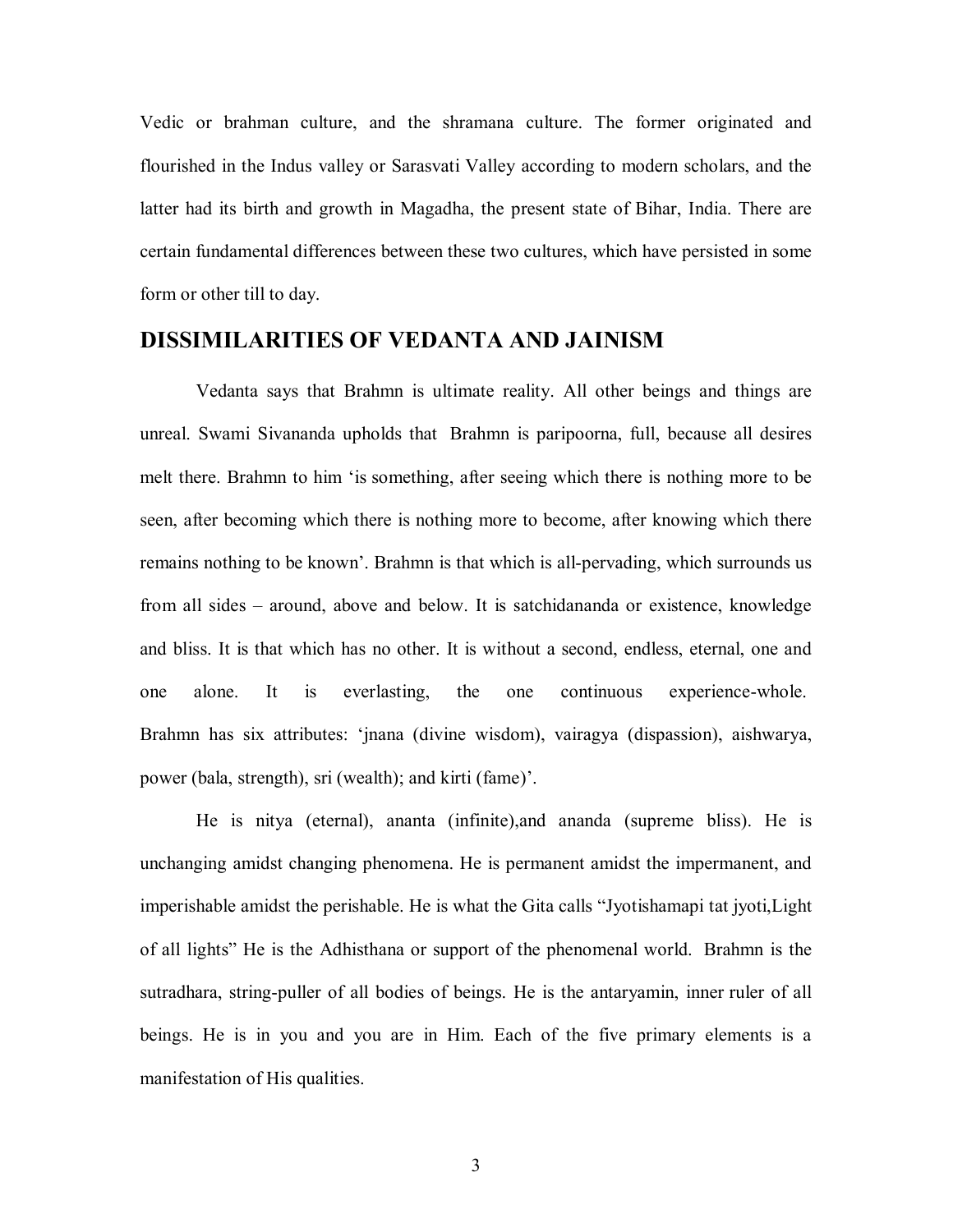Vedic or brahman culture, and the shramana culture. The former originated and flourished in the Indus valley or Sarasvati Valley according to modern scholars, and the latter had its birth and growth in Magadha, the present state of Bihar, India. There are certain fundamental differences between these two cultures, which have persisted in some form or other till to day.

## DISSIMILARITIES OF VEDANTA AND JAINISM

Vedanta says that Brahmn is ultimate reality. All other beings and things are unreal. Swami Sivananda upholds that Brahmn is paripoorna, full, because all desires melt there. Brahmn to him 'is something, after seeing which there is nothing more to be seen, after becoming which there is nothing more to become, after knowing which there remains nothing to be known'. Brahmn is that which is all-pervading, which surrounds us from all sides – around, above and below. It is satchidananda or existence, knowledge and bliss. It is that which has no other. It is without a second, endless, eternal, one and one alone. It is everlasting, the one continuous experience-whole. Brahmn has six attributes: 'jnana (divine wisdom), vairagya (dispassion), aishwarya, power (bala, strength), sri (wealth); and kirti (fame)'.

He is nitya (eternal), ananta (infinite),and ananda (supreme bliss). He is unchanging amidst changing phenomena. He is permanent amidst the impermanent, and imperishable amidst the perishable. He is what the Gita calls "Jyotishamapi tat jyoti,Light of all lights" He is the Adhisthana or support of the phenomenal world. Brahmn is the sutradhara, string-puller of all bodies of beings. He is the antaryamin, inner ruler of all beings. He is in you and you are in Him. Each of the five primary elements is a manifestation of His qualities.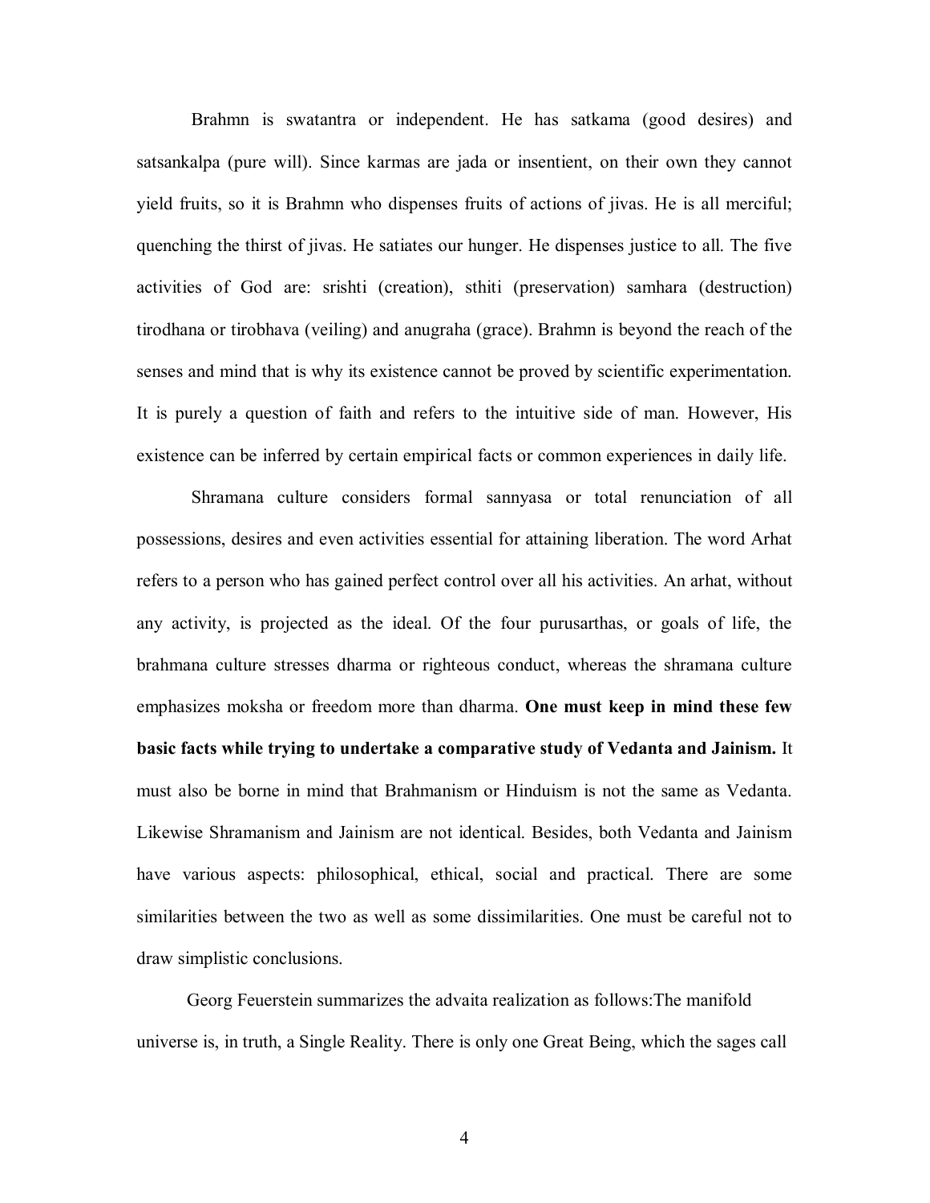Brahmn is swatantra or independent. He has satkama (good desires) and satsankalpa (pure will). Since karmas are jada or insentient, on their own they cannot yield fruits, so it is Brahmn who dispenses fruits of actions of jivas. He is all merciful; quenching the thirst of jivas. He satiates our hunger. He dispenses justice to all. The five activities of God are: srishti (creation), sthiti (preservation) samhara (destruction) tirodhana or tirobhava (veiling) and anugraha (grace). Brahmn is beyond the reach of the senses and mind that is why its existence cannot be proved by scientific experimentation. It is purely a question of faith and refers to the intuitive side of man. However, His existence can be inferred by certain empirical facts or common experiences in daily life.

Shramana culture considers formal sannyasa or total renunciation of all possessions, desires and even activities essential for attaining liberation. The word Arhat refers to a person who has gained perfect control over all his activities. An arhat, without any activity, is projected as the ideal. Of the four purusarthas, or goals of life, the brahmana culture stresses dharma or righteous conduct, whereas the shramana culture emphasizes moksha or freedom more than dharma. **One must keep in mind these few basic facts while trying to undertake a comparative study of Vedanta and Jainism.** It must also be borne in mind that Brahmanism or Hinduism is not the same as Vedanta. Likewise Shramanism and Jainism are not identical. Besides, both Vedanta and Jainism have various aspects: philosophical, ethical, social and practical. There are some similarities between the two as well as some dissimilarities. One must be careful not to draw simplistic conclusions.

Georg Feuerstein summarizes the advaita realization as follows:The manifold universe is, in truth, a Single Reality. There is only one Great Being, which the sages call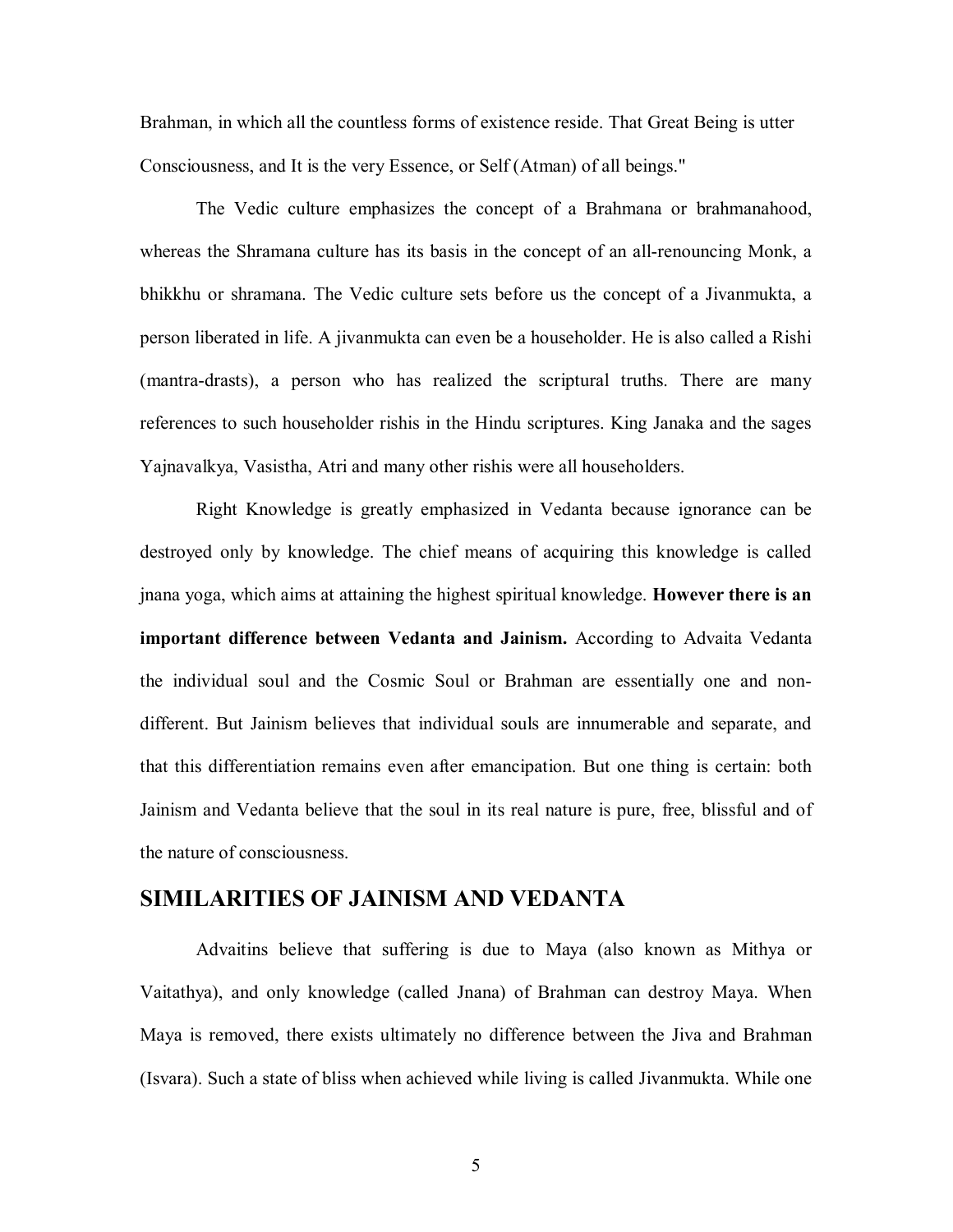Brahman, in which all the countless forms of existence reside. That Great Being is utter Consciousness, and It is the very Essence, or Self (Atman) of all beings."

The Vedic culture emphasizes the concept of a Brahmana or brahmanahood, whereas the Shramana culture has its basis in the concept of an all-renouncing Monk, a bhikkhu or shramana. The Vedic culture sets before us the concept of a Jivanmukta, a person liberated in life. A jivanmukta can even be a householder. He is also called a Rishi (mantra-drasts), a person who has realized the scriptural truths. There are many references to such householder rishis in the Hindu scriptures. King Janaka and the sages Yajnavalkya, Vasistha, Atri and many other rishis were all householders.

Right Knowledge is greatly emphasized in Vedanta because ignorance can be destroyed only by knowledge. The chief means of acquiring this knowledge is called jnana yoga, which aims at attaining the highest spiritual knowledge. **However there is an important difference between Vedanta and Jainism.** According to Advaita Vedanta the individual soul and the Cosmic Soul or Brahman are essentially one and non-different. But Jainism believes that individual souls are innumerable and separate, and that this differentiation remains even after emancipation. But one thing is certain: both Jainism and Vedanta believe that the soul in its real nature is pure, free, blissful and of the nature of consciousness.

## SIMILARITIES OF JAINISM AND VEDANTA

Advaitins believe that suffering is due to Maya (also known as Mithya or Vaitathya), and only knowledge (called Jnana) of Brahman can destroy Maya. When Maya is removed, there exists ultimately no difference between the Jiva and Brahman (Isvara). Such a state of bliss when achieved while living is called Jivanmukta. While one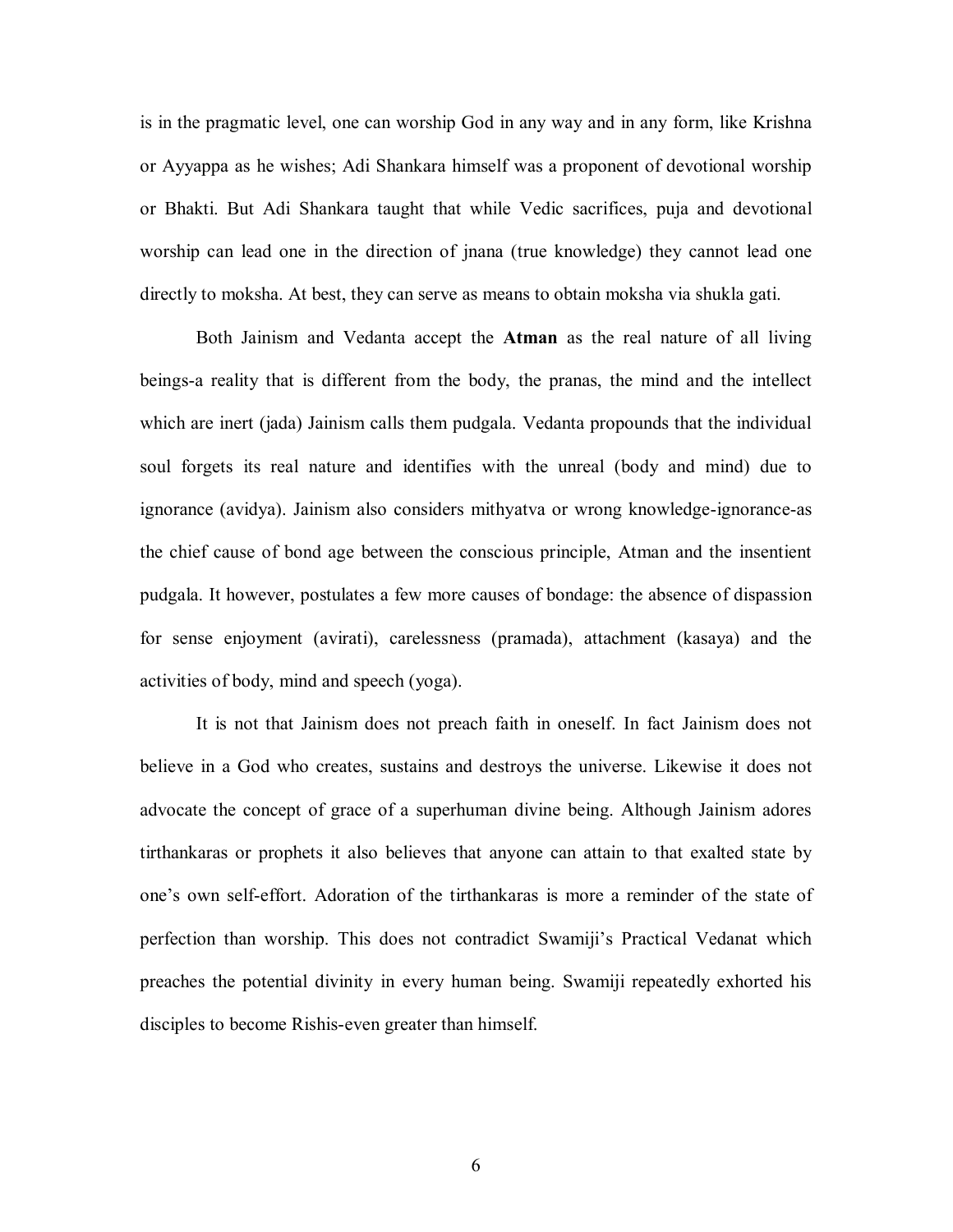is in the pragmatic level, one can worship God in any way and in any form, like Krishna or Ayyappa as he wishes; Adi Shankara himself was a proponent of devotional worship or Bhakti. But Adi Shankara taught that while Vedic sacrifices, puja and devotional worship can lead one in the direction of jnana (true knowledge) they cannot lead one directly to moksha. At best, they can serve as means to obtain moksha via shukla gati.

Both Jainism and Vedanta accept the **Atman** as the real nature of all living beings-a reality that is different from the body, the pranas, the mind and the intellect which are inert (jada) Jainism calls them pudgala. Vedanta propounds that the individual soul forgets its real nature and identifies with the unreal (body and mind) due to ignorance (avidya). Jainism also considers mithyatva or wrong knowledge-ignorance-as the chief cause of bond age between the conscious principle, Atman and the insentient pudgala. It however, postulates a few more causes of bondage: the absence of dispassion for sense enjoyment (avirati), carelessness (pramada), attachment (kasaya) and the activities of body, mind and speech (yoga).

It is not that Jainism does not preach faith in oneself. In fact Jainism does not believe in a God who creates, sustains and destroys the universe. Likewise it does not advocate the concept of grace of a superhuman divine being. Although Jainism adores tirthankaras or prophets it also believes that anyone can attain to that exalted state by one's own self-effort. Adoration of the tirthankaras is more a reminder of the state of perfection than worship. This does not contradict Swamiji's Practical Vedanat which preaches the potential divinity in every human being. Swamiji repeatedly exhorted his disciples to become Rishis-even greater than himself.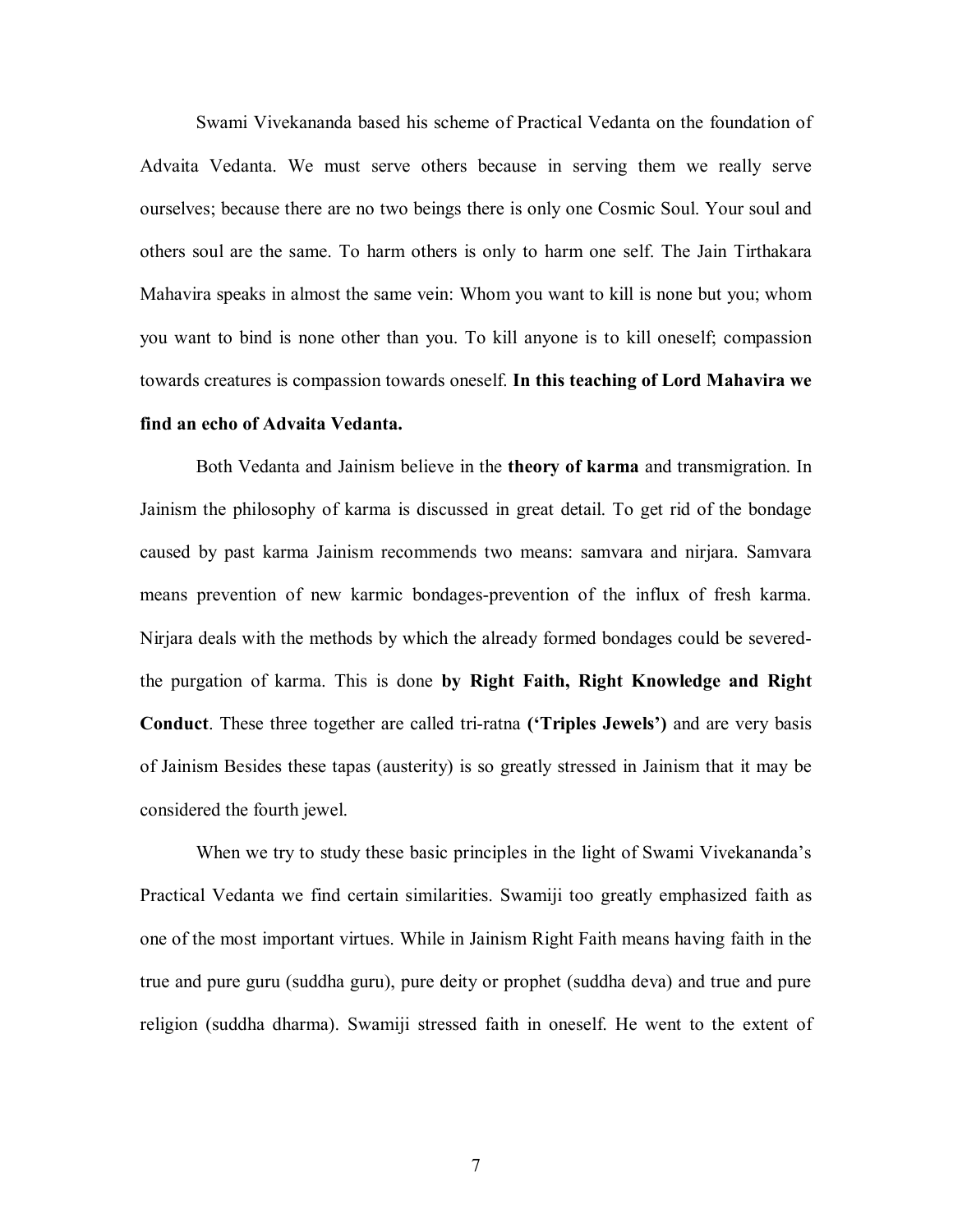Swami Vivekananda based his scheme of Practical Vedanta on the foundation of Advaita Vedanta. We must serve others because in serving them we really serve ourselves; because there are no two beings there is only one Cosmic Soul. Your soul and others soul are the same. To harm others is only to harm one self. The Jain Tirthakara Mahavira speaks in almost the same vein: Whom you want to kill is none but you; whom you want to bind is none other than you. To kill anyone is to kill oneself; compassion towards creatures is compassion towards oneself. **In this teaching of Lord Mahavira we find an echo of Advaita Vedanta.**

Both Vedanta and Jainism believe in the **theory of karma** and transmigration. In Jainism the philosophy of karma is discussed in great detail. To get rid of the bondage caused by past karma Jainism recommends two means: samvara and nirjara. Samvara means prevention of new karmic bondages-prevention of the influx of fresh karma. Nirjara deals with the methods by which the already formed bondages could be severed- the purgation of karma. This is done **by Right Faith, Right Knowledge and Right Conduct**. These three together are called tri-ratna **('Triples Jewels')** and are very basis of Jainism Besides these tapas (austerity) is so greatly stressed in Jainism that it may be considered the fourth jewel.

When we try to study these basic principles in the light of Swami Vivekananda's Practical Vedanta we find certain similarities. Swamiji too greatly emphasized faith as one of the most important virtues. While in Jainism Right Faith means having faith in the true and pure guru (suddha guru), pure deity or prophet (suddha deva) and true and pure religion (suddha dharma). Swamiji stressed faith in oneself. He went to the extent of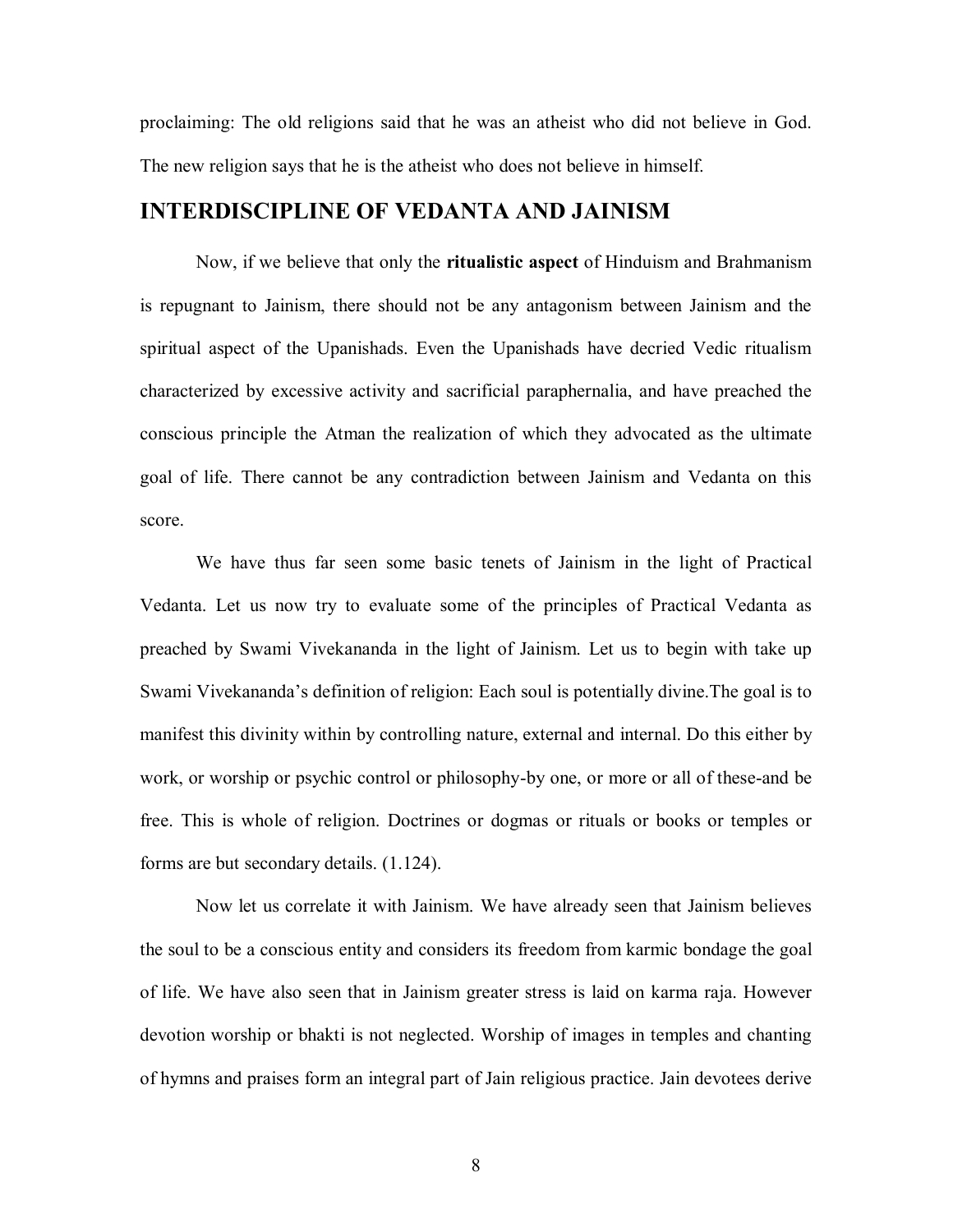proclaiming: The old religions said that he was an atheist who did not believe in God. The new religion says that he is the atheist who does not believe in himself.

## INTERDISCIPLINE OF VEDANTA AND JAINISM

Now, if we believe that only the **ritualistic aspect** of Hinduism and Brahmanism is repugnant to Jainism, there should not be any antagonism between Jainism and the spiritual aspect of the Upanishads. Even the Upanishads have decried Vedic ritualism characterized by excessive activity and sacrificial paraphernalia, and have preached the conscious principle the Atman the realization of which they advocated as the ultimate goal of life. There cannot be any contradiction between Jainism and Vedanta on this score.

We have thus far seen some basic tenets of Jainism in the light of Practical Vedanta. Let us now try to evaluate some of the principles of Practical Vedanta as preached by Swami Vivekananda in the light of Jainism. Let us to begin with take up Swami Vivekananda's definition of religion: Each soul is potentially divine.The goal is to manifest this divinity within by controlling nature, external and internal. Do this either by work, or worship or psychic control or philosophy-by one, or more or all of these-and be free. This is whole of religion. Doctrines or dogmas or rituals or books or temples or forms are but secondary details. (1.124).

Now let us correlate it with Jainism. We have already seen that Jainism believes the soul to be a conscious entity and considers its freedom from karmic bondage the goal of life. We have also seen that in Jainism greater stress is laid on karma raja. However devotion worship or bhakti is not neglected. Worship of images in temples and chanting of hymns and praises form an integral part of Jain religious practice. Jain devotees derive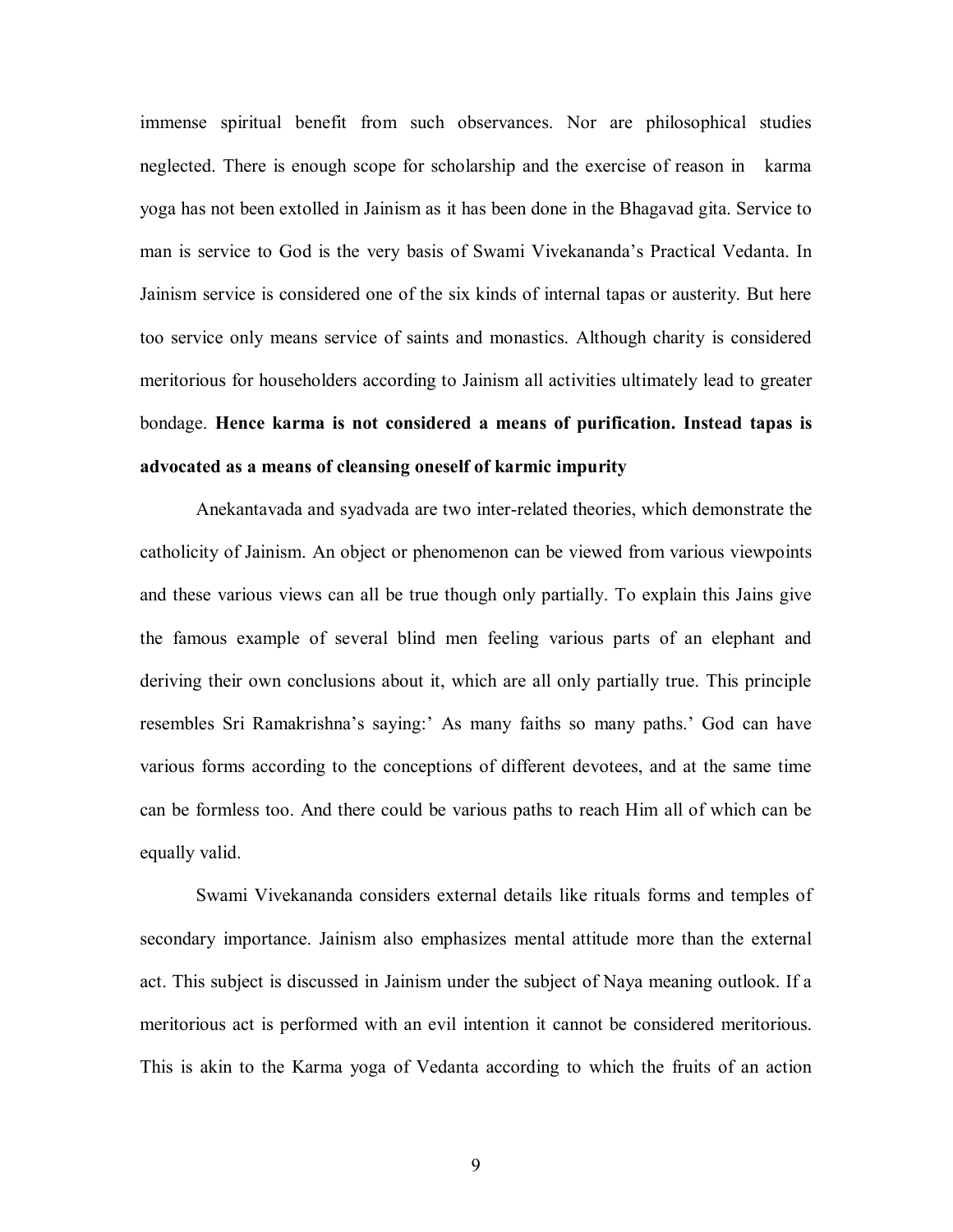immense spiritual benefit from such observances. Nor are philosophical studies neglected. There is enough scope for scholarship and the exercise of reason in karma yoga has not been extolled in Jainism as it has been done in the Bhagavad gita. Service to man is service to God is the very basis of Swami Vivekananda's Practical Vedanta. In Jainism service is considered one of the six kinds of internal tapas or austerity. But here too service only means service of saints and monastics. Although charity is considered meritorious for householders according to Jainism all activities ultimately lead to greater bondage. **Hence karma is not considered a means of purification. Instead tapas is advocated as a means of cleansing oneself of karmic impurity**

Anekantavada and syadvada are two inter-related theories, which demonstrate the catholicity of Jainism. An object or phenomenon can be viewed from various viewpoints and these various views can all be true though only partially. To explain this Jains give the famous example of several blind men feeling various parts of an elephant and deriving their own conclusions about it, which are all only partially true. This principle resembles Sri Ramakrishna's saying:' As many faiths so many paths.' God can have various forms according to the conceptions of different devotees, and at the same time can be formless too. And there could be various paths to reach Him all of which can be equally valid.

Swami Vivekananda considers external details like rituals forms and temples of secondary importance. Jainism also emphasizes mental attitude more than the external act. This subject is discussed in Jainism under the subject of Naya meaning outlook. If a meritorious act is performed with an evil intention it cannot be considered meritorious. This is akin to the Karma yoga of Vedanta according to which the fruits of an action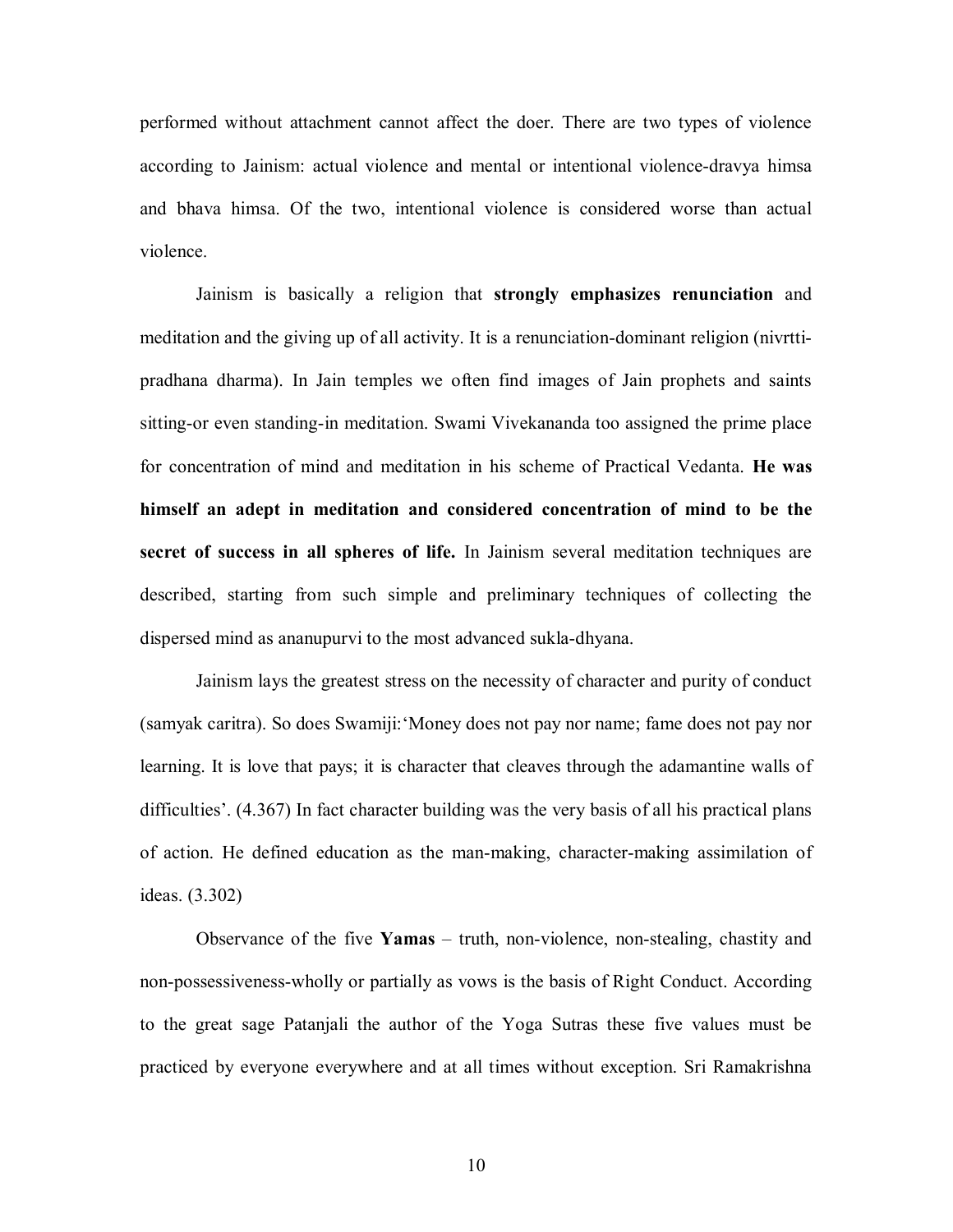performed without attachment cannot affect the doer. There are two types of violence according to Jainism: actual violence and mental or intentional violence-dravya himsa and bhava himsa. Of the two, intentional violence is considered worse than actual violence.

Jainism is basically a religion that **strongly emphasizes renunciation** and meditation and the giving up of all activity. It is a renunciation-dominant religion (nivrtti-pradhana dharma). In Jain temples we often find images of Jain prophets and saints sitting-or even standing-in meditation. Swami Vivekananda too assigned the prime place for concentration of mind and meditation in his scheme of Practical Vedanta. **He was himself an adept in meditation and considered concentration of mind to be the secret of success in all spheres of life.** In Jainism several meditation techniques are described, starting from such simple and preliminary techniques of collecting the dispersed mind as ananupurvi to the most advanced sukla-dhyana.

Jainism lays the greatest stress on the necessity of character and purity of conduct (samyak caritra). So does Swamiji:'Money does not pay nor name; fame does not pay nor learning. It is love that pays; it is character that cleaves through the adamantine walls of difficulties'. (4.367) In fact character building was the very basis of all his practical plans of action. He defined education as the man-making, character-making assimilation of ideas. (3.302)

Observance of the five **Yamas** – truth, non-violence, non-stealing, chastity and non-possessiveness-wholly or partially as vows is the basis of Right Conduct. According to the great sage Patanjali the author of the Yoga Sutras these five values must be practiced by everyone everywhere and at all times without exception. Sri Ramakrishna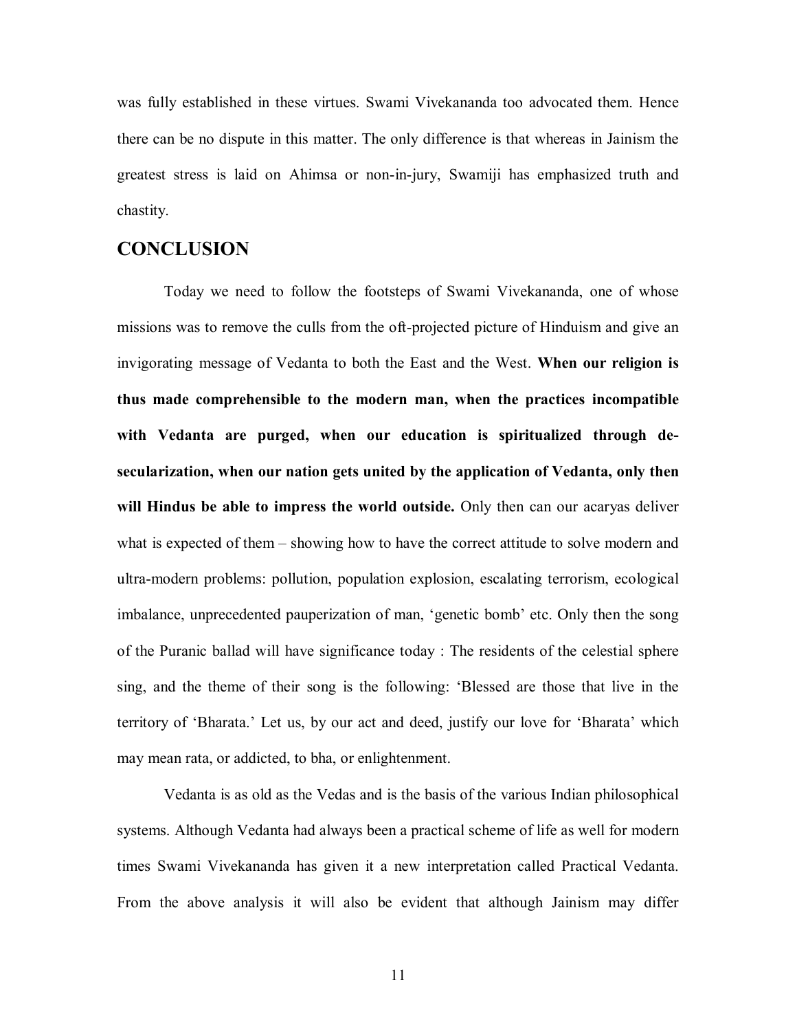was fully established in these virtues. Swami Vivekananda too advocated them. Hence there can be no dispute in this matter. The only difference is that whereas in Jainism the greatest stress is laid on Ahimsa or non-in-jury, Swamiji has emphasized truth and chastity.

## CONCLUSION

Today we need to follow the footsteps of Swami Vivekananda, one of whose missions was to remove the culls from the oft-projected picture of Hinduism and give an invigorating message of Vedanta to both the East and the West. **When our religion is thus made comprehensible to the modern man, when the practices incompatible with Vedanta are purged, when our education is spiritualized through de-secularization, when our nation gets united by the application of Vedanta, only then will Hindus be able to impress the world outside.** Only then can our acaryas deliver what is expected of them – showing how to have the correct attitude to solve modern and ultra-modern problems: pollution, population explosion, escalating terrorism, ecological imbalance, unprecedented pauperization of man, 'genetic bomb' etc. Only then the song of the Puranic ballad will have significance today : The residents of the celestial sphere sing, and the theme of their song is the following: 'Blessed are those that live in the territory of 'Bharata.' Let us, by our act and deed, justify our love for 'Bharata' which may mean rata, or addicted, to bha, or enlightenment.

Vedanta is as old as the Vedas and is the basis of the various Indian philosophical systems. Although Vedanta had always been a practical scheme of life as well for modern times Swami Vivekananda has given it a new interpretation called Practical Vedanta. From the above analysis it will also be evident that although Jainism may differ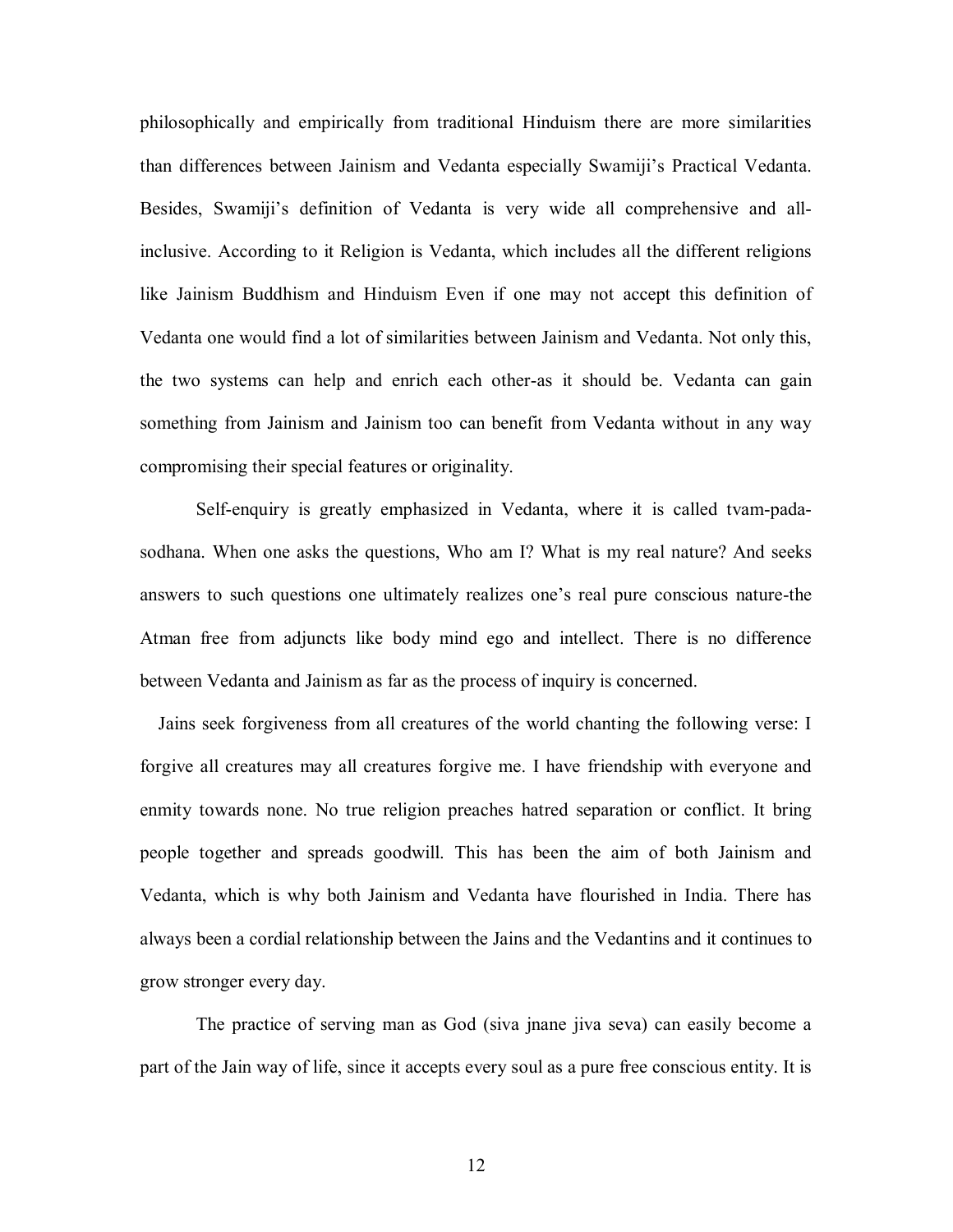philosophically and empirically from traditional Hinduism there are more similarities than differences between Jainism and Vedanta especially Swamiji's Practical Vedanta. Besides, Swamiji's definition of Vedanta is very wide all comprehensive and all-inclusive. According to it Religion is Vedanta, which includes all the different religions like Jainism Buddhism and Hinduism Even if one may not accept this definition of Vedanta one would find a lot of similarities between Jainism and Vedanta. Not only this, the two systems can help and enrich each other-as it should be. Vedanta can gain something from Jainism and Jainism too can benefit from Vedanta without in any way compromising their special features or originality.

Self-enquiry is greatly emphasized in Vedanta, where it is called tvam-pada-sodhana. When one asks the questions, Who am I? What is my real nature? And seeks answers to such questions one ultimately realizes one's real pure conscious nature-the Atman free from adjuncts like body mind ego and intellect. There is no difference between Vedanta and Jainism as far as the process of inquiry is concerned.

Jains seek forgiveness from all creatures of the world chanting the following verse: I forgive all creatures may all creatures forgive me. I have friendship with everyone and enmity towards none. No true religion preaches hatred separation or conflict. It bring people together and spreads goodwill. This has been the aim of both Jainism and Vedanta, which is why both Jainism and Vedanta have flourished in India. There has always been a cordial relationship between the Jains and the Vedantins and it continues to grow stronger every day.

The practice of serving man as God (siva jnane jiva seva) can easily become a part of the Jain way of life, since it accepts every soul as a pure free conscious entity. It is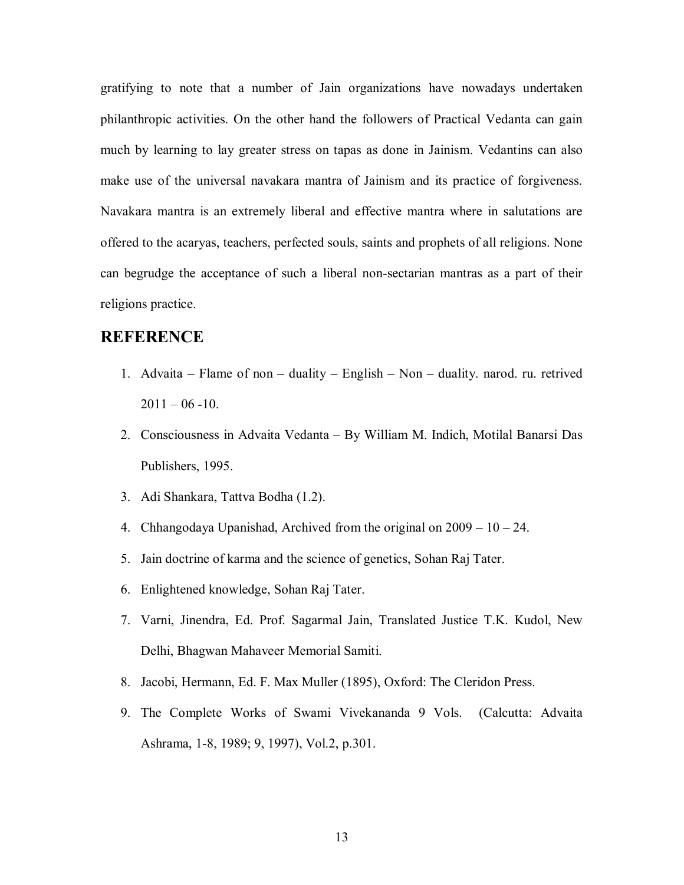gratifying to note that a number of Jain organizations have nowadays undertaken philanthropic activities. On the other hand the followers of Practical Vedanta can gain much by learning to lay greater stress on tapas as done in Jainism. Vedantins can also make use of the universal navakara mantra of Jainism and its practice of forgiveness. Navakara mantra is an extremely liberal and effective mantra where in salutations are offered to the acaryas, teachers, perfected souls, saints and prophets of all religions. None can begrudge the acceptance of such a liberal non-sectarian mantras as a part of their religions practice.

## REFERENCE

1. Advaita – Flame of non – duality – English – Non – duality. narod. ru. retrived 2011 – 06 -10.
2. Consciousness in Advaita Vedanta – By William M. Indich, Motilal Banarsi Das Publishers, 1995.
3. Adi Shankara, Tattva Bodha (1.2).
4. Chhangodaya Upanishad, Archived from the original on 2009 – 10 – 24.
5. Jain doctrine of karma and the science of genetics, Sohan Raj Tater.
6. Enlightened knowledge, Sohan Raj Tater.
7. Varni, Jinendra, Ed. Prof. Sagarmal Jain, Translated Justice T.K. Kudol, New Delhi, Bhagwan Mahaveer Memorial Samiti.
8. Jacobi, Hermann, Ed. F. Max Muller (1895), Oxford: The Cleridon Press.
9. The Complete Works of Swami Vivekananda 9 Vols. (Calcutta: Advaita Ashrama, 1-8, 1989; 9, 1997), Vol.2, p.301.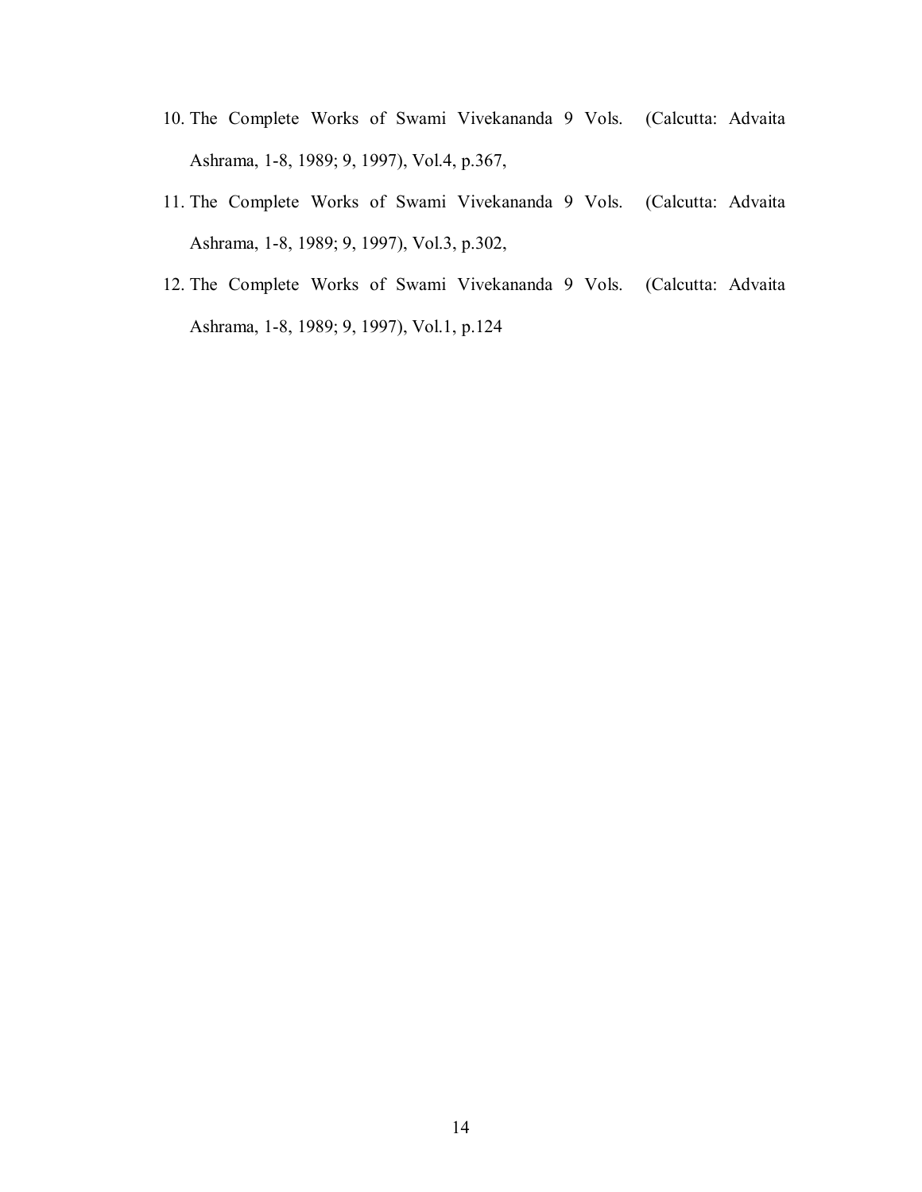10. The Complete Works of Swami Vivekananda 9 Vols. (Calcutta: Advaita Ashrama, 1-8, 1989; 9, 1997), Vol.4, p.367,
11. The Complete Works of Swami Vivekananda 9 Vols. (Calcutta: Advaita Ashrama, 1-8, 1989; 9, 1997), Vol.3, p.302,
12. The Complete Works of Swami Vivekananda 9 Vols. (Calcutta: Advaita Ashrama, 1-8, 1989; 9, 1997), Vol.1, p.124